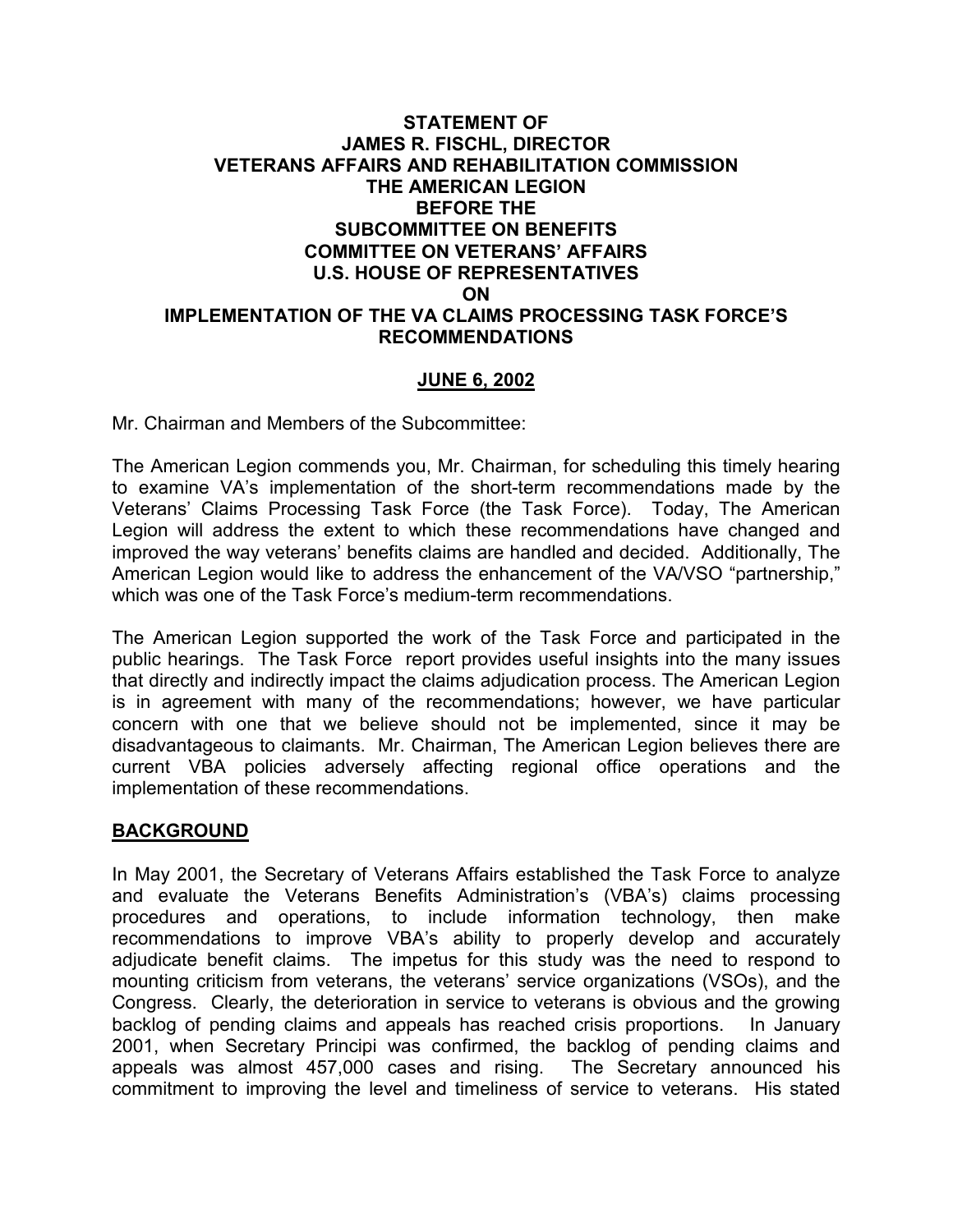**STATEMENT OF**
**JAMES R. FISCHL, DIRECTOR**
**VETERANS AFFAIRS AND REHABILITATION COMMISSION**
**THE AMERICAN LEGION**
**BEFORE THE**
**SUBCOMMITTEE ON BENEFITS**
**COMMITTEE ON VETERANS' AFFAIRS**
**U.S. HOUSE OF REPRESENTATIVES**
**ON**
**IMPLEMENTATION OF THE VA CLAIMS PROCESSING TASK FORCE'S RECOMMENDATIONS**

**JUNE 6, 2002**

Mr. Chairman and Members of the Subcommittee:

The American Legion commends you, Mr. Chairman, for scheduling this timely hearing to examine VA's implementation of the short-term recommendations made by the Veterans' Claims Processing Task Force (the Task Force). Today, The American Legion will address the extent to which these recommendations have changed and improved the way veterans' benefits claims are handled and decided. Additionally, The American Legion would like to address the enhancement of the VA/VSO "partnership," which was one of the Task Force's medium-term recommendations.

The American Legion supported the work of the Task Force and participated in the public hearings. The Task Force report provides useful insights into the many issues that directly and indirectly impact the claims adjudication process. The American Legion is in agreement with many of the recommendations; however, we have particular concern with one that we believe should not be implemented, since it may be disadvantageous to claimants. Mr. Chairman, The American Legion believes there are current VBA policies adversely affecting regional office operations and the implementation of these recommendations.

## BACKGROUND

In May 2001, the Secretary of Veterans Affairs established the Task Force to analyze and evaluate the Veterans Benefits Administration's (VBA's) claims processing procedures and operations, to include information technology, then make recommendations to improve VBA's ability to properly develop and accurately adjudicate benefit claims. The impetus for this study was the need to respond to mounting criticism from veterans, the veterans' service organizations (VSOs), and the Congress. Clearly, the deterioration in service to veterans is obvious and the growing backlog of pending claims and appeals has reached crisis proportions. In January 2001, when Secretary Principi was confirmed, the backlog of pending claims and appeals was almost 457,000 cases and rising. The Secretary announced his commitment to improving the level and timeliness of service to veterans. His stated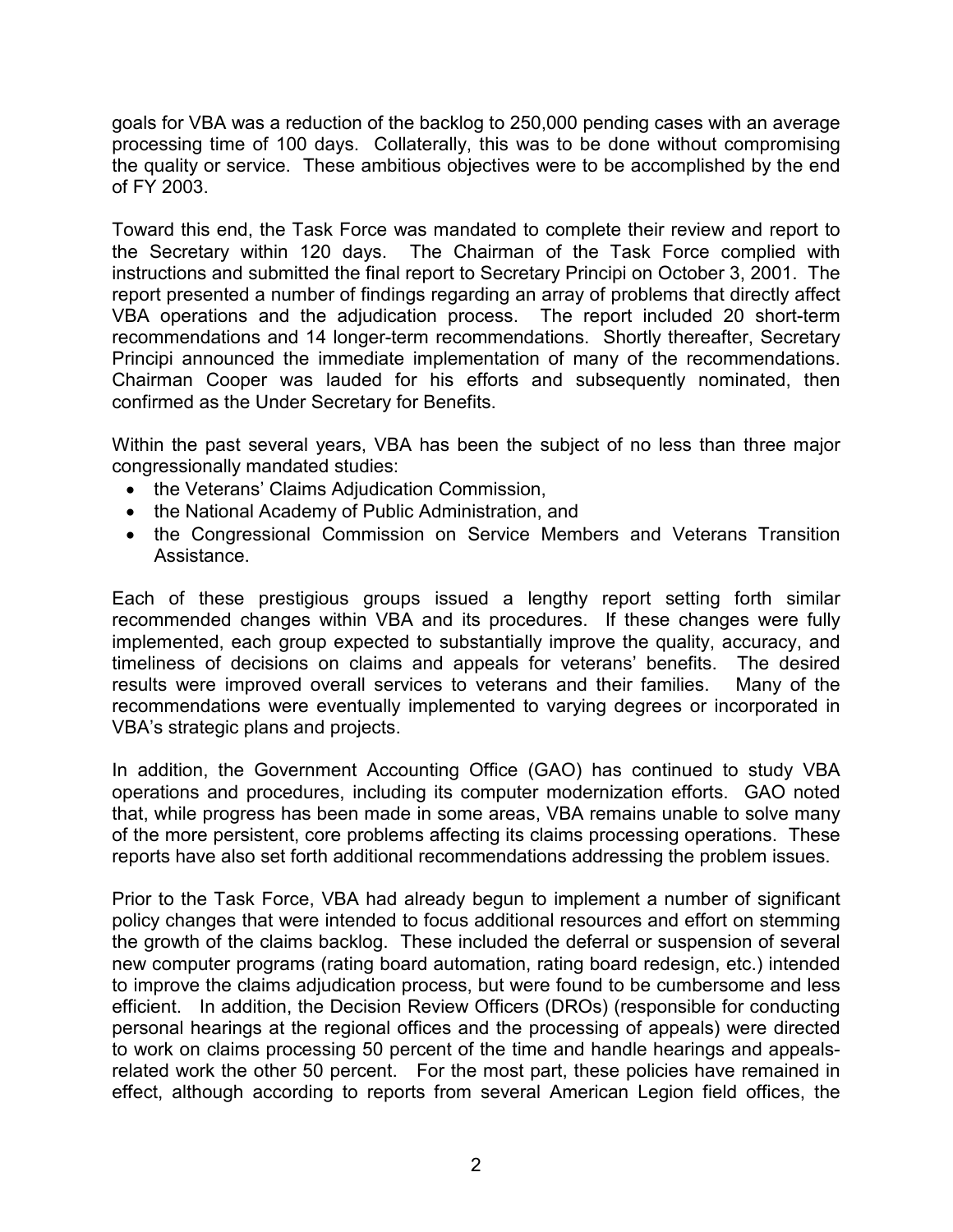goals for VBA was a reduction of the backlog to 250,000 pending cases with an average processing time of 100 days. Collaterally, this was to be done without compromising the quality or service. These ambitious objectives were to be accomplished by the end of FY 2003.

Toward this end, the Task Force was mandated to complete their review and report to the Secretary within 120 days. The Chairman of the Task Force complied with instructions and submitted the final report to Secretary Principi on October 3, 2001. The report presented a number of findings regarding an array of problems that directly affect VBA operations and the adjudication process. The report included 20 short-term recommendations and 14 longer-term recommendations. Shortly thereafter, Secretary Principi announced the immediate implementation of many of the recommendations. Chairman Cooper was lauded for his efforts and subsequently nominated, then confirmed as the Under Secretary for Benefits.

Within the past several years, VBA has been the subject of no less than three major congressionally mandated studies:

- the Veterans' Claims Adjudication Commission,
- the National Academy of Public Administration, and
- the Congressional Commission on Service Members and Veterans Transition Assistance.

Each of these prestigious groups issued a lengthy report setting forth similar recommended changes within VBA and its procedures. If these changes were fully implemented, each group expected to substantially improve the quality, accuracy, and timeliness of decisions on claims and appeals for veterans' benefits. The desired results were improved overall services to veterans and their families. Many of the recommendations were eventually implemented to varying degrees or incorporated in VBA's strategic plans and projects.

In addition, the Government Accounting Office (GAO) has continued to study VBA operations and procedures, including its computer modernization efforts. GAO noted that, while progress has been made in some areas, VBA remains unable to solve many of the more persistent, core problems affecting its claims processing operations. These reports have also set forth additional recommendations addressing the problem issues.

Prior to the Task Force, VBA had already begun to implement a number of significant policy changes that were intended to focus additional resources and effort on stemming the growth of the claims backlog. These included the deferral or suspension of several new computer programs (rating board automation, rating board redesign, etc.) intended to improve the claims adjudication process, but were found to be cumbersome and less efficient. In addition, the Decision Review Officers (DROs) (responsible for conducting personal hearings at the regional offices and the processing of appeals) were directed to work on claims processing 50 percent of the time and handle hearings and appeals-related work the other 50 percent. For the most part, these policies have remained in effect, although according to reports from several American Legion field offices, the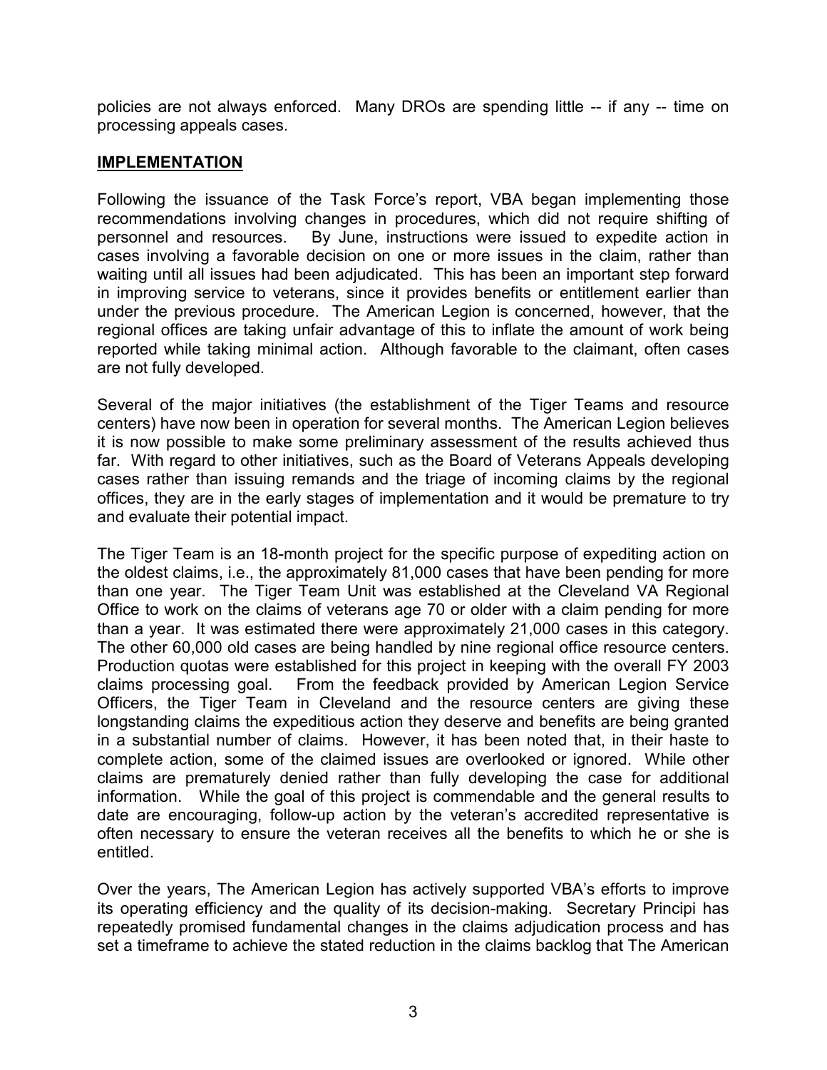policies are not always enforced. Many DROs are spending little -- if any -- time on processing appeals cases.

## IMPLEMENTATION

Following the issuance of the Task Force's report, VBA began implementing those recommendations involving changes in procedures, which did not require shifting of personnel and resources. By June, instructions were issued to expedite action in cases involving a favorable decision on one or more issues in the claim, rather than waiting until all issues had been adjudicated. This has been an important step forward in improving service to veterans, since it provides benefits or entitlement earlier than under the previous procedure. The American Legion is concerned, however, that the regional offices are taking unfair advantage of this to inflate the amount of work being reported while taking minimal action. Although favorable to the claimant, often cases are not fully developed.

Several of the major initiatives (the establishment of the Tiger Teams and resource centers) have now been in operation for several months. The American Legion believes it is now possible to make some preliminary assessment of the results achieved thus far. With regard to other initiatives, such as the Board of Veterans Appeals developing cases rather than issuing remands and the triage of incoming claims by the regional offices, they are in the early stages of implementation and it would be premature to try and evaluate their potential impact.

The Tiger Team is an 18-month project for the specific purpose of expediting action on the oldest claims, i.e., the approximately 81,000 cases that have been pending for more than one year. The Tiger Team Unit was established at the Cleveland VA Regional Office to work on the claims of veterans age 70 or older with a claim pending for more than a year. It was estimated there were approximately 21,000 cases in this category. The other 60,000 old cases are being handled by nine regional office resource centers. Production quotas were established for this project in keeping with the overall FY 2003 claims processing goal. From the feedback provided by American Legion Service Officers, the Tiger Team in Cleveland and the resource centers are giving these longstanding claims the expeditious action they deserve and benefits are being granted in a substantial number of claims. However, it has been noted that, in their haste to complete action, some of the claimed issues are overlooked or ignored. While other claims are prematurely denied rather than fully developing the case for additional information. While the goal of this project is commendable and the general results to date are encouraging, follow-up action by the veteran's accredited representative is often necessary to ensure the veteran receives all the benefits to which he or she is entitled.

Over the years, The American Legion has actively supported VBA's efforts to improve its operating efficiency and the quality of its decision-making. Secretary Principi has repeatedly promised fundamental changes in the claims adjudication process and has set a timeframe to achieve the stated reduction in the claims backlog that The American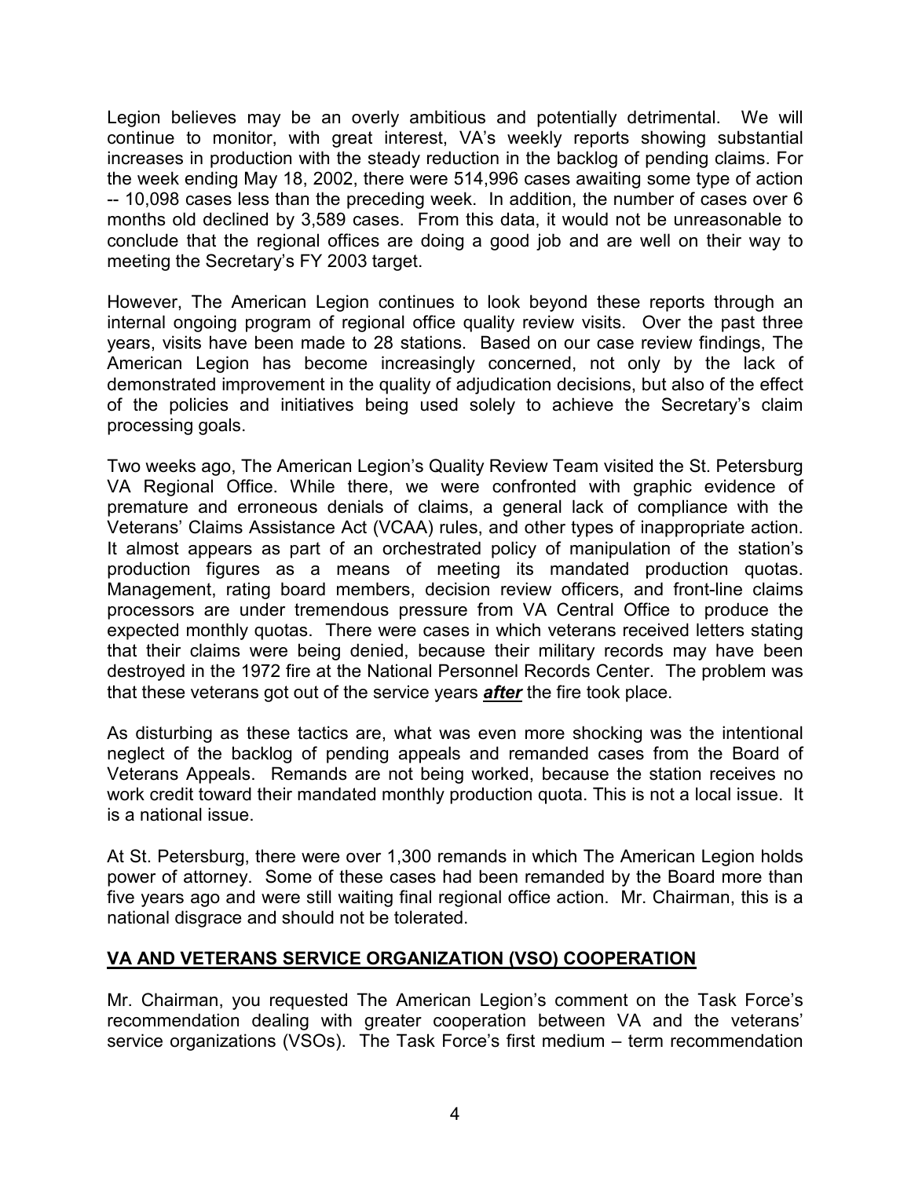Legion believes may be an overly ambitious and potentially detrimental. We will continue to monitor, with great interest, VA's weekly reports showing substantial increases in production with the steady reduction in the backlog of pending claims. For the week ending May 18, 2002, there were 514,996 cases awaiting some type of action -- 10,098 cases less than the preceding week. In addition, the number of cases over 6 months old declined by 3,589 cases. From this data, it would not be unreasonable to conclude that the regional offices are doing a good job and are well on their way to meeting the Secretary's FY 2003 target.

However, The American Legion continues to look beyond these reports through an internal ongoing program of regional office quality review visits. Over the past three years, visits have been made to 28 stations. Based on our case review findings, The American Legion has become increasingly concerned, not only by the lack of demonstrated improvement in the quality of adjudication decisions, but also of the effect of the policies and initiatives being used solely to achieve the Secretary's claim processing goals.

Two weeks ago, The American Legion's Quality Review Team visited the St. Petersburg VA Regional Office. While there, we were confronted with graphic evidence of premature and erroneous denials of claims, a general lack of compliance with the Veterans' Claims Assistance Act (VCAA) rules, and other types of inappropriate action. It almost appears as part of an orchestrated policy of manipulation of the station's production figures as a means of meeting its mandated production quotas. Management, rating board members, decision review officers, and front-line claims processors are under tremendous pressure from VA Central Office to produce the expected monthly quotas. There were cases in which veterans received letters stating that their claims were being denied, because their military records may have been destroyed in the 1972 fire at the National Personnel Records Center. The problem was that these veterans got out of the service years ***after*** the fire took place.

As disturbing as these tactics are, what was even more shocking was the intentional neglect of the backlog of pending appeals and remanded cases from the Board of Veterans Appeals. Remands are not being worked, because the station receives no work credit toward their mandated monthly production quota. This is not a local issue. It is a national issue.

At St. Petersburg, there were over 1,300 remands in which The American Legion holds power of attorney. Some of these cases had been remanded by the Board more than five years ago and were still waiting final regional office action. Mr. Chairman, this is a national disgrace and should not be tolerated.

## VA AND VETERANS SERVICE ORGANIZATION (VSO) COOPERATION

Mr. Chairman, you requested The American Legion's comment on the Task Force's recommendation dealing with greater cooperation between VA and the veterans' service organizations (VSOs). The Task Force's first medium – term recommendation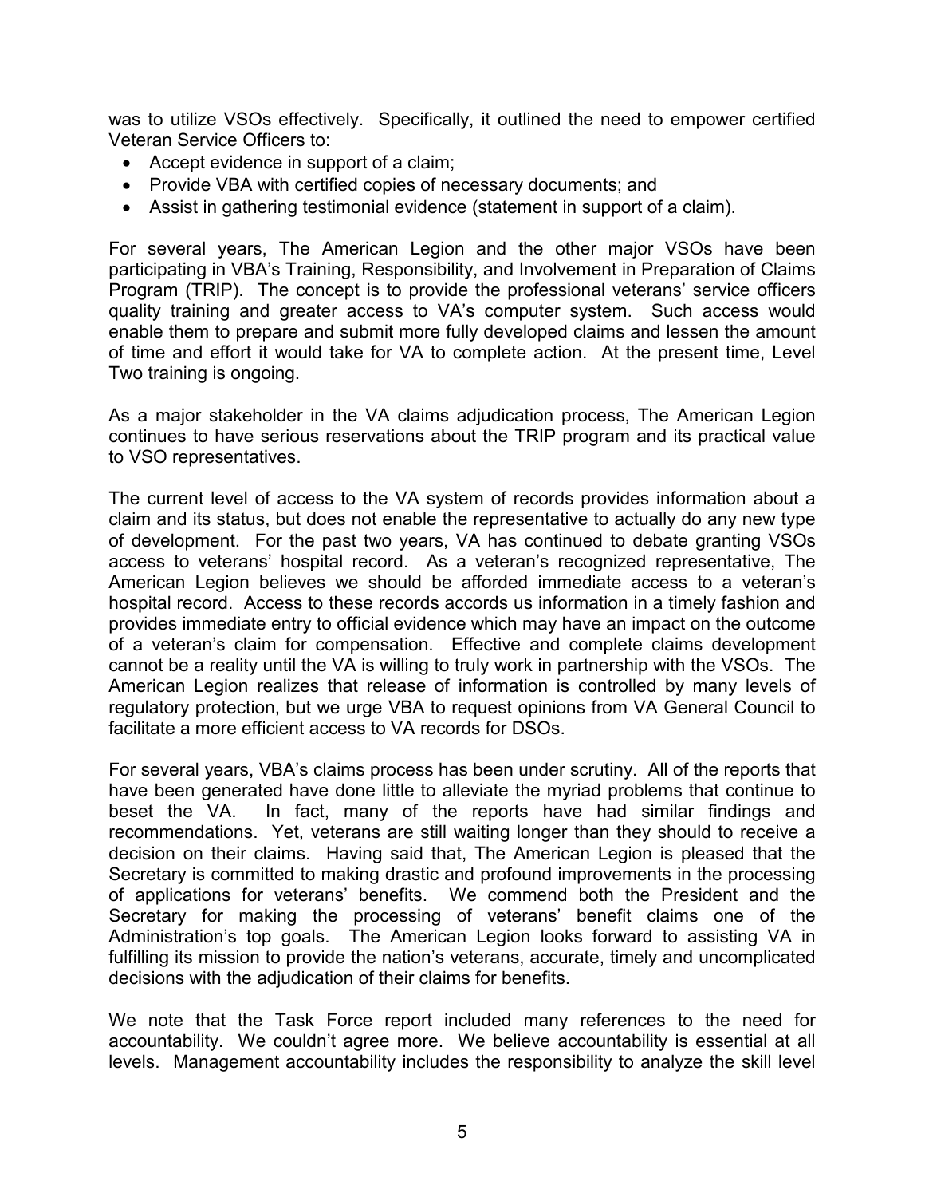was to utilize VSOs effectively. Specifically, it outlined the need to empower certified Veteran Service Officers to:

- Accept evidence in support of a claim;
- Provide VBA with certified copies of necessary documents; and
- Assist in gathering testimonial evidence (statement in support of a claim).

For several years, The American Legion and the other major VSOs have been participating in VBA's Training, Responsibility, and Involvement in Preparation of Claims Program (TRIP). The concept is to provide the professional veterans' service officers quality training and greater access to VA's computer system. Such access would enable them to prepare and submit more fully developed claims and lessen the amount of time and effort it would take for VA to complete action. At the present time, Level Two training is ongoing.

As a major stakeholder in the VA claims adjudication process, The American Legion continues to have serious reservations about the TRIP program and its practical value to VSO representatives.

The current level of access to the VA system of records provides information about a claim and its status, but does not enable the representative to actually do any new type of development. For the past two years, VA has continued to debate granting VSOs access to veterans' hospital record. As a veteran's recognized representative, The American Legion believes we should be afforded immediate access to a veteran's hospital record. Access to these records accords us information in a timely fashion and provides immediate entry to official evidence which may have an impact on the outcome of a veteran's claim for compensation. Effective and complete claims development cannot be a reality until the VA is willing to truly work in partnership with the VSOs. The American Legion realizes that release of information is controlled by many levels of regulatory protection, but we urge VBA to request opinions from VA General Council to facilitate a more efficient access to VA records for DSOs.

For several years, VBA's claims process has been under scrutiny. All of the reports that have been generated have done little to alleviate the myriad problems that continue to beset the VA. In fact, many of the reports have had similar findings and recommendations. Yet, veterans are still waiting longer than they should to receive a decision on their claims. Having said that, The American Legion is pleased that the Secretary is committed to making drastic and profound improvements in the processing of applications for veterans' benefits. We commend both the President and the Secretary for making the processing of veterans' benefit claims one of the Administration's top goals. The American Legion looks forward to assisting VA in fulfilling its mission to provide the nation's veterans, accurate, timely and uncomplicated decisions with the adjudication of their claims for benefits.

We note that the Task Force report included many references to the need for accountability. We couldn't agree more. We believe accountability is essential at all levels. Management accountability includes the responsibility to analyze the skill level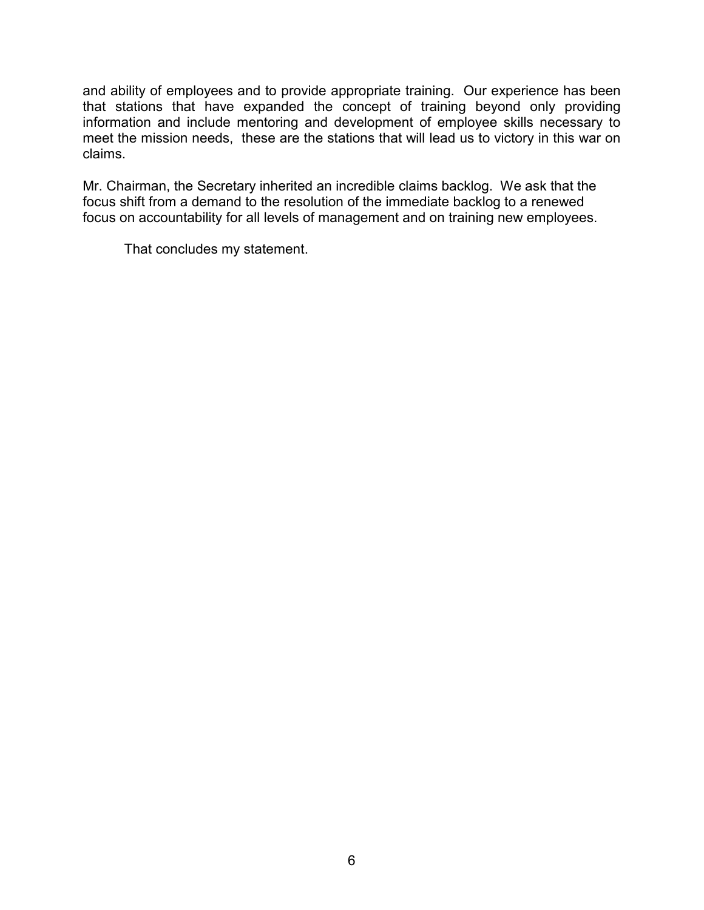and ability of employees and to provide appropriate training. Our experience has been that stations that have expanded the concept of training beyond only providing information and include mentoring and development of employee skills necessary to meet the mission needs, these are the stations that will lead us to victory in this war on claims.

Mr. Chairman, the Secretary inherited an incredible claims backlog. We ask that the focus shift from a demand to the resolution of the immediate backlog to a renewed focus on accountability for all levels of management and on training new employees.

That concludes my statement.